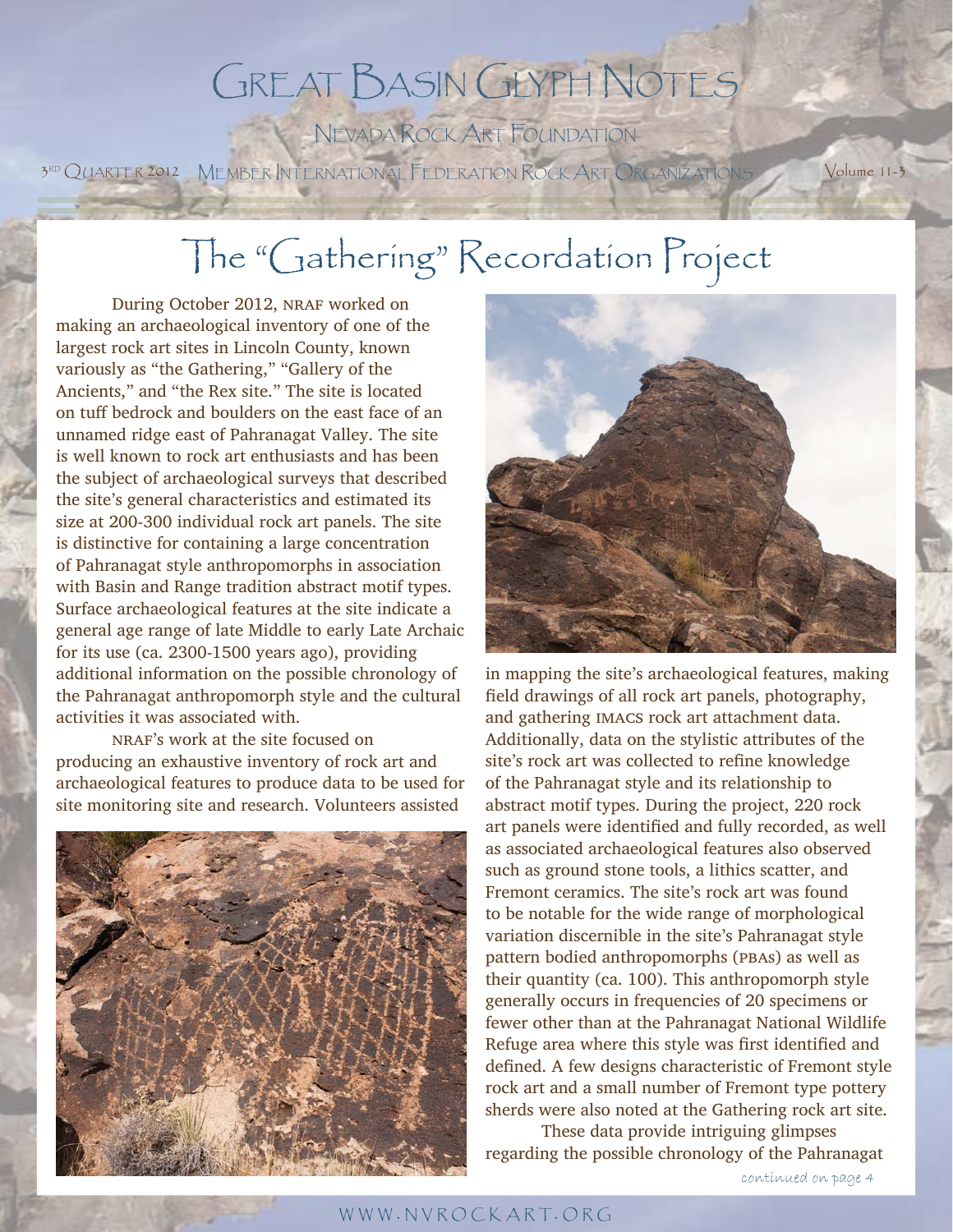# Great Basin Glyph Notes

Nevada Rock Art Foundation

3rd Quarter 2012 Member International Federation Rock Art Organizations Volume 11-3

## The "Gathering" Recordation Project

During October 2012, NRAF worked on making an archaeological inventory of one of the largest rock art sites in Lincoln County, known variously as "the Gathering," "Gallery of the Ancients," and "the Rex site." The site is located on tuff bedrock and boulders on the east face of an unnamed ridge east of Pahranagat Valley. The site is well known to rock art enthusiasts and has been the subject of archaeological surveys that described the site's general characteristics and estimated its size at 200-300 individual rock art panels. The site is distinctive for containing a large concentration of Pahranagat style anthropomorphs in association with Basin and Range tradition abstract motif types. Surface archaeological features at the site indicate a general age range of late Middle to early Late Archaic for its use (ca. 2300-1500 years ago), providing additional information on the possible chronology of the Pahranagat anthropomorph style and the cultural activities it was associated with.

NRAF's work at the site focused on producing an exhaustive inventory of rock art and archaeological features to produce data to be used for site monitoring site and research. Volunteers assisted in mapping the site's archaeological features, making field drawings of all rock art panels, photography, and gathering IMACS rock art attachment data. Additionally, data on the stylistic attributes of the site's rock art was collected to refine knowledge of the Pahranagat style and its relationship to abstract motif types. During the project, 220 rock art panels were identified and fully recorded, as well as associated archaeological features also observed such as ground stone tools, a lithics scatter, and Fremont ceramics. The site's rock art was found to be notable for the wide range of morphological variation discernible in the site's Pahranagat style pattern bodied anthropomorphs (PBAs) as well as their quantity (ca. 100). This anthropomorph style generally occurs in frequencies of 20 specimens or fewer other than at the Pahranagat National Wildlife Refuge area where this style was first identified and defined. A few designs characteristic of Fremont style rock art and a small number of Fremont type pottery sherds were also noted at the Gathering rock art site.

These data provide intriguing glimpses regarding the possible chronology of the Pahranagat

*continued on page 4*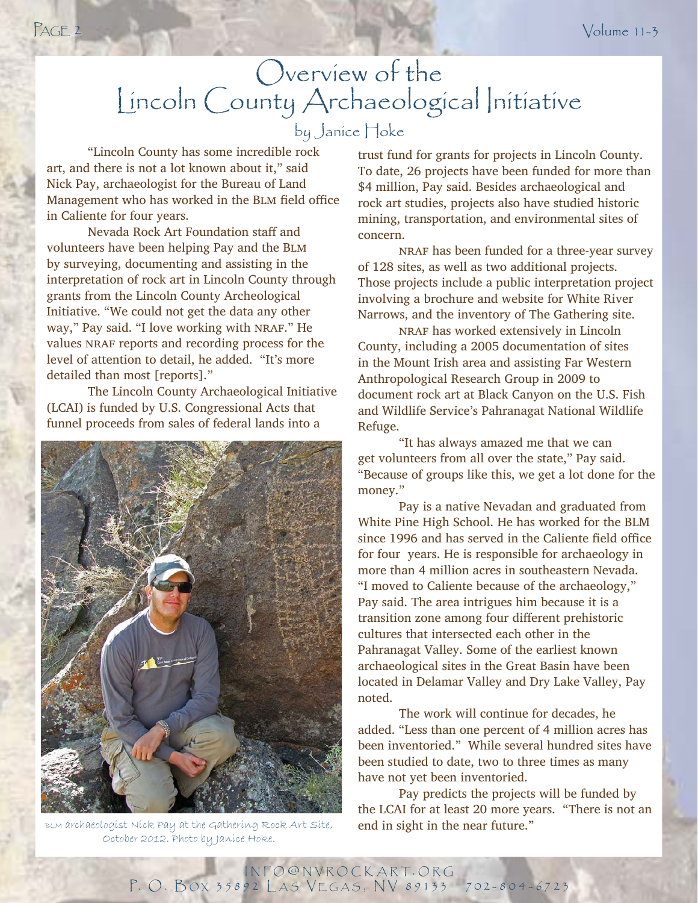# Overview of the Lincoln County Archaeological Initiative

by Janice Hoke

"Lincoln County has some incredible rock art, and there is not a lot known about it," said Nick Pay, archaeologist for the Bureau of Land Management who has worked in the BLM field office in Caliente for four years.

Nevada Rock Art Foundation staff and volunteers have been helping Pay and the BLM by surveying, documenting and assisting in the interpretation of rock art in Lincoln County through grants from the Lincoln County Archeological Initiative. "We could not get the data any other way," Pay said. "I love working with NRAF." He values NRAF reports and recording process for the level of attention to detail, he added. "It's more detailed than most [reports]."

The Lincoln County Archaeological Initiative (LCAI) is funded by U.S. Congressional Acts that funnel proceeds from sales of federal lands into a trust fund for grants for projects in Lincoln County. To date, 26 projects have been funded for more than $4 million, Pay said. Besides archaeological and rock art studies, projects also have studied historic mining, transportation, and environmental sites of concern.

BLM archaeologist Nick Pay at the Gathering Rock Art Site, October 2012. Photo by Janice Hoke.

NRAF has been funded for a three-year survey of 128 sites, as well as two additional projects. Those projects include a public interpretation project involving a brochure and website for White River Narrows, and the inventory of The Gathering site.

NRAF has worked extensively in Lincoln County, including a 2005 documentation of sites in the Mount Irish area and assisting Far Western Anthropological Research Group in 2009 to document rock art at Black Canyon on the U.S. Fish and Wildlife Service's Pahranagat National Wildlife Refuge.

"It has always amazed me that we can get volunteers from all over the state," Pay said. "Because of groups like this, we get a lot done for the money."

Pay is a native Nevadan and graduated from White Pine High School. He has worked for the BLM since 1996 and has served in the Caliente field office for four years. He is responsible for archaeology in more than 4 million acres in southeastern Nevada. "I moved to Caliente because of the archaeology," Pay said. The area intrigues him because it is a transition zone among four different prehistoric cultures that intersected each other in the Pahranagat Valley. Some of the earliest known archaeological sites in the Great Basin have been located in Delamar Valley and Dry Lake Valley, Pay noted.

The work will continue for decades, he added. "Less than one percent of 4 million acres has been inventoried." While several hundred sites have been studied to date, two to three times as many have not yet been inventoried.

Pay predicts the projects will be funded by the LCAI for at least 20 more years. "There is not an end in sight in the near future."

INFO@NVROCKART.ORG
P. O. Box 35892 Las Vegas, NV 89133 702-804-6723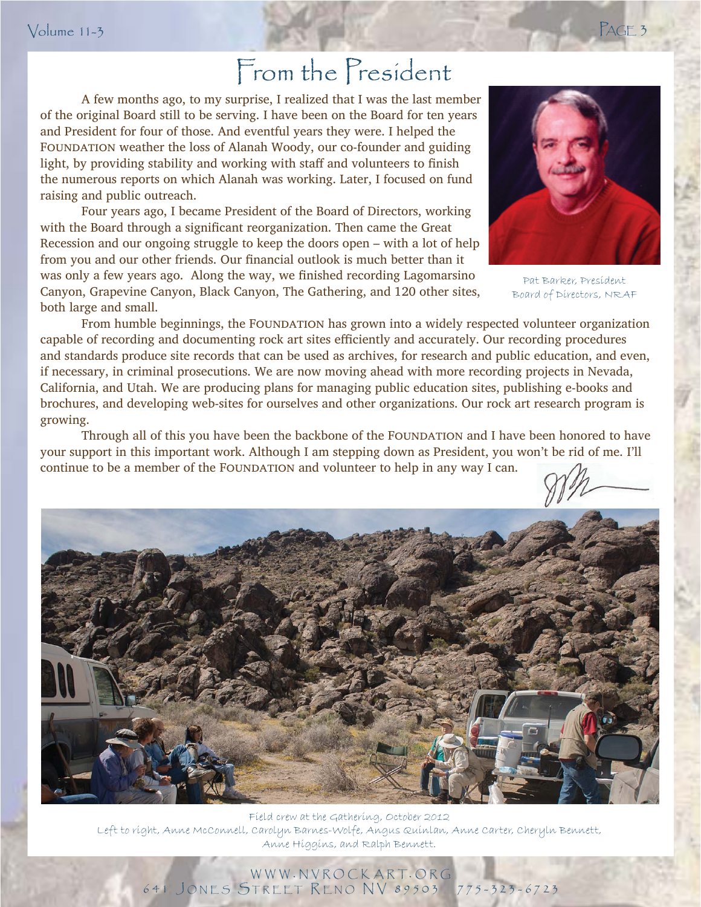# From the President

A few months ago, to my surprise, I realized that I was the last member of the original Board still to be serving. I have been on the Board for ten years and President for four of those. And eventful years they were. I helped the FOUNDATION weather the loss of Alanah Woody, our co-founder and guiding light, by providing stability and working with staff and volunteers to finish the numerous reports on which Alanah was working. Later, I focused on fund raising and public outreach.

Four years ago, I became President of the Board of Directors, working with the Board through a significant reorganization. Then came the Great Recession and our ongoing struggle to keep the doors open – with a lot of help from you and our other friends. Our financial outlook is much better than it was only a few years ago. Along the way, we finished recording Lagomarsino Canyon, Grapevine Canyon, Black Canyon, The Gathering, and 120 other sites, both large and small.

Pat Barker, President
Board of Directors, NRAF

From humble beginnings, the FOUNDATION has grown into a widely respected volunteer organization capable of recording and documenting rock art sites efficiently and accurately. Our recording procedures and standards produce site records that can be used as archives, for research and public education, and even, if necessary, in criminal prosecutions. We are now moving ahead with more recording projects in Nevada, California, and Utah. We are producing plans for managing public education sites, publishing e-books and brochures, and developing web-sites for ourselves and other organizations. Our rock art research program is growing.

Through all of this you have been the backbone of the FOUNDATION and I have been honored to have your support in this important work. Although I am stepping down as President, you won't be rid of me. I'll continue to be a member of the FOUNDATION and volunteer to help in any way I can.

Field crew at the Gathering, October 2012
Left to right, Anne McConnell, Carolyn Barnes-Wolfe, Angus Quinlan, Anne Carter, Cheryln Bennett, Anne Higgins, and Ralph Bennett.

WWW.NVROCKART.ORG
641 Jones Street Reno NV 89503 775-323-6723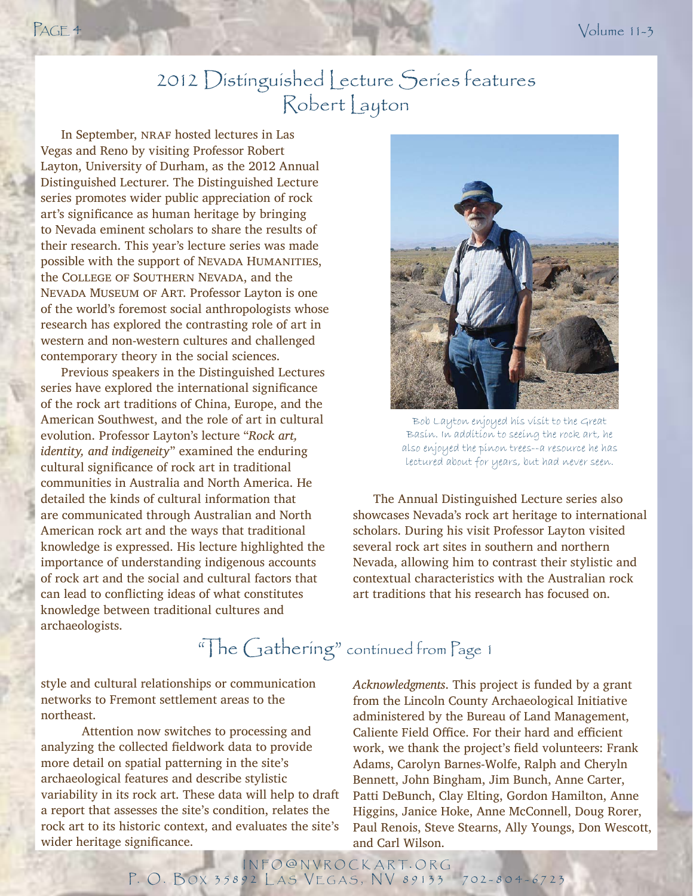# 2012 Distinguished Lecture Series features Robert Layton

In September, NRAF hosted lectures in Las Vegas and Reno by visiting Professor Robert Layton, University of Durham, as the 2012 Annual Distinguished Lecturer. The Distinguished Lecture series promotes wider public appreciation of rock art's significance as human heritage by bringing to Nevada eminent scholars to share the results of their research. This year's lecture series was made possible with the support of NEVADA HUMANITIES, the COLLEGE OF SOUTHERN NEVADA, and the NEVADA MUSEUM OF ART. Professor Layton is one of the world's foremost social anthropologists whose research has explored the contrasting role of art in western and non-western cultures and challenged contemporary theory in the social sciences.

Previous speakers in the Distinguished Lectures series have explored the international significance of the rock art traditions of China, Europe, and the American Southwest, and the role of art in cultural evolution. Professor Layton's lecture "*Rock art, identity, and indigeneity*" examined the enduring cultural significance of rock art in traditional communities in Australia and North America. He detailed the kinds of cultural information that are communicated through Australian and North American rock art and the ways that traditional knowledge is expressed. His lecture highlighted the importance of understanding indigenous accounts of rock art and the social and cultural factors that can lead to conflicting ideas of what constitutes knowledge between traditional cultures and archaeologists.

Bob Layton enjoyed his visit to the Great Basin. In addition to seeing the rock art, he also enjoyed the pinon trees--a resource he has lectured about for years, but had never seen.

The Annual Distinguished Lecture series also showcases Nevada's rock art heritage to international scholars. During his visit Professor Layton visited several rock art sites in southern and northern Nevada, allowing him to contrast their stylistic and contextual characteristics with the Australian rock art traditions that his research has focused on.

## "The Gathering" continued from Page 1

style and cultural relationships or communication networks to Fremont settlement areas to the northeast.

Attention now switches to processing and analyzing the collected fieldwork data to provide more detail on spatial patterning in the site's archaeological features and describe stylistic variability in its rock art. These data will help to draft a report that assesses the site's condition, relates the rock art to its historic context, and evaluates the site's wider heritage significance.

*Acknowledgments*. This project is funded by a grant from the Lincoln County Archaeological Initiative administered by the Bureau of Land Management, Caliente Field Office. For their hard and efficient work, we thank the project's field volunteers: Frank Adams, Carolyn Barnes-Wolfe, Ralph and Cheryln Bennett, John Bingham, Jim Bunch, Anne Carter, Patti DeBunch, Clay Elting, Gordon Hamilton, Anne Higgins, Janice Hoke, Anne McConnell, Doug Rorer, Paul Renois, Steve Stearns, Ally Youngs, Don Wescott, and Carl Wilson.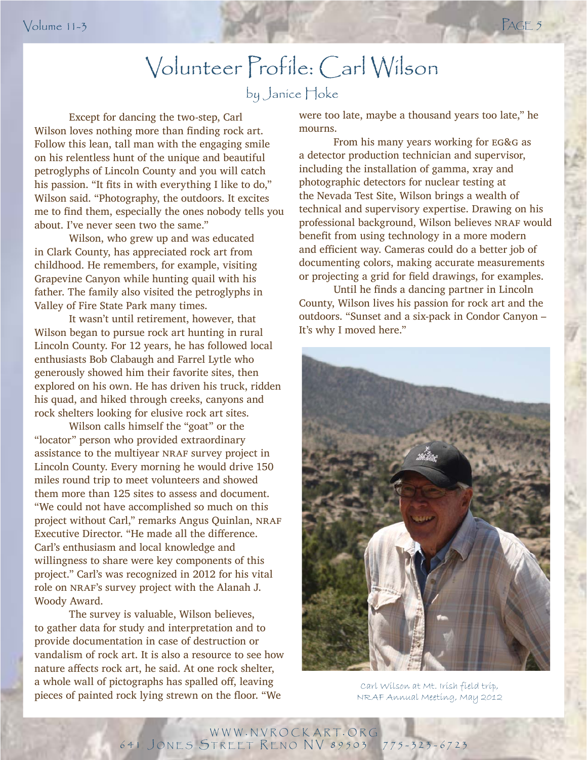# Volunteer Profile: Carl Wilson

by Janice Hoke

Except for dancing the two-step, Carl Wilson loves nothing more than finding rock art. Follow this lean, tall man with the engaging smile on his relentless hunt of the unique and beautiful petroglyphs of Lincoln County and you will catch his passion. "It fits in with everything I like to do," Wilson said. "Photography, the outdoors. It excites me to find them, especially the ones nobody tells you about. I've never seen two the same."

Wilson, who grew up and was educated in Clark County, has appreciated rock art from childhood. He remembers, for example, visiting Grapevine Canyon while hunting quail with his father. The family also visited the petroglyphs in Valley of Fire State Park many times.

It wasn't until retirement, however, that Wilson began to pursue rock art hunting in rural Lincoln County. For 12 years, he has followed local enthusiasts Bob Clabaugh and Farrel Lytle who generously showed him their favorite sites, then explored on his own. He has driven his truck, ridden his quad, and hiked through creeks, canyons and rock shelters looking for elusive rock art sites.

Wilson calls himself the "goat" or the "locator" person who provided extraordinary assistance to the multiyear NRAF survey project in Lincoln County. Every morning he would drive 150 miles round trip to meet volunteers and showed them more than 125 sites to assess and document. "We could not have accomplished so much on this project without Carl," remarks Angus Quinlan, NRAF Executive Director. "He made all the difference. Carl's enthusiasm and local knowledge and willingness to share were key components of this project." Carl's was recognized in 2012 for his vital role on NRAF's survey project with the Alanah J. Woody Award.

The survey is valuable, Wilson believes, to gather data for study and interpretation and to provide documentation in case of destruction or vandalism of rock art. It is also a resource to see how nature affects rock art, he said. At one rock shelter, a whole wall of pictographs has spalled off, leaving pieces of painted rock lying strewn on the floor. "We were too late, maybe a thousand years too late," he mourns.

From his many years working for EG&G as a detector production technician and supervisor, including the installation of gamma, xray and photographic detectors for nuclear testing at the Nevada Test Site, Wilson brings a wealth of technical and supervisory expertise. Drawing on his professional background, Wilson believes NRAF would benefit from using technology in a more modern and efficient way. Cameras could do a better job of documenting colors, making accurate measurements or projecting a grid for field drawings, for examples.

Until he finds a dancing partner in Lincoln County, Wilson lives his passion for rock art and the outdoors. "Sunset and a six-pack in Condor Canyon – It's why I moved here."

Carl Wilson at Mt. Irish field trip, NRAF Annual Meeting, May 2012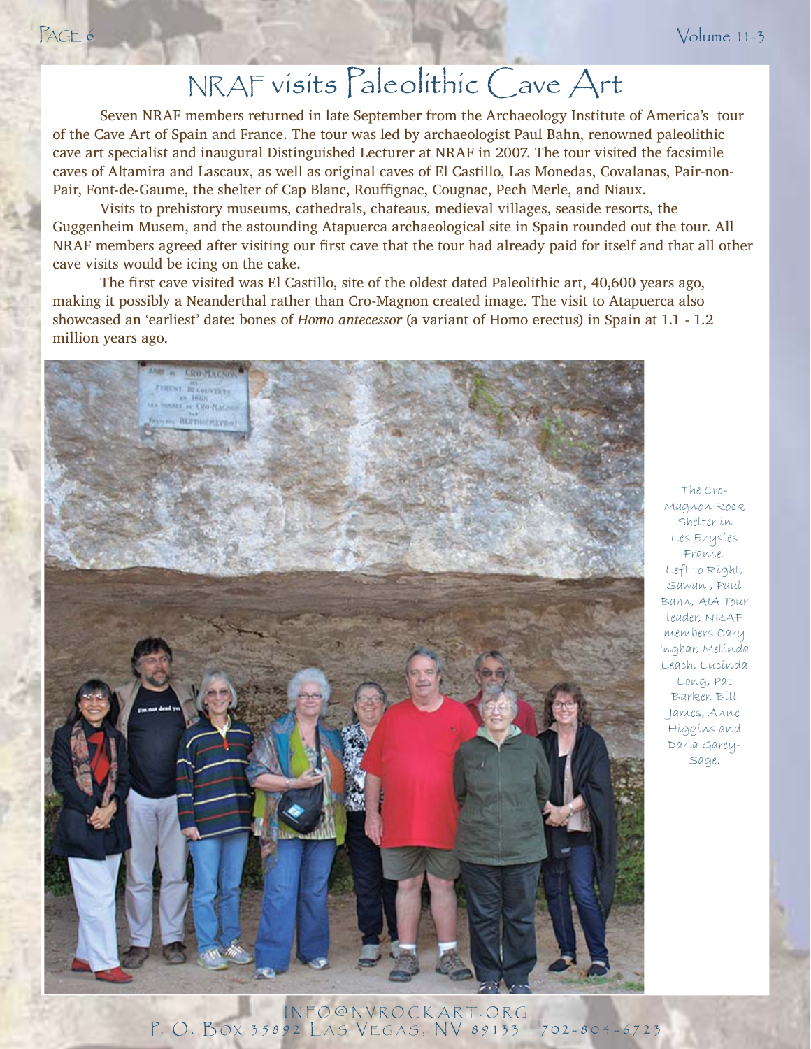# NRAF visits Paleolithic Cave Art

Seven NRAF members returned in late September from the Archaeology Institute of America's tour of the Cave Art of Spain and France. The tour was led by archaeologist Paul Bahn, renowned paleolithic cave art specialist and inaugural Distinguished Lecturer at NRAF in 2007. The tour visited the facsimile caves of Altamira and Lascaux, as well as original caves of El Castillo, Las Monedas, Covalanas, Pair-non-Pair, Font-de-Gaume, the shelter of Cap Blanc, Rouffignac, Cougnac, Pech Merle, and Niaux.

Visits to prehistory museums, cathedrals, chateaus, medieval villages, seaside resorts, the Guggenheim Musem, and the astounding Atapuerca archaeological site in Spain rounded out the tour. All NRAF members agreed after visiting our first cave that the tour had already paid for itself and that all other cave visits would be icing on the cake.

The first cave visited was El Castillo, site of the oldest dated Paleolithic art, 40,600 years ago, making it possibly a Neanderthal rather than Cro-Magnon created image. The visit to Atapuerca also showcased an 'earliest' date: bones of *Homo antecessor* (a variant of Homo erectus) in Spain at 1.1 - 1.2 million years ago.

The Cro-Magnon Rock Shelter in Les Ezysies France. Left to Right, Sawan , Paul Bahn, AIA Tour leader, NRAF members Cary Ingbar, Melinda Leach, Lucinda Long, Pat Barker, Bill James, Anne Higgins and Darla Garey-Sage.

INFO@NVROCKART.ORG
P. O. Box 35892 Las Vegas, NV 89133 702-804-6723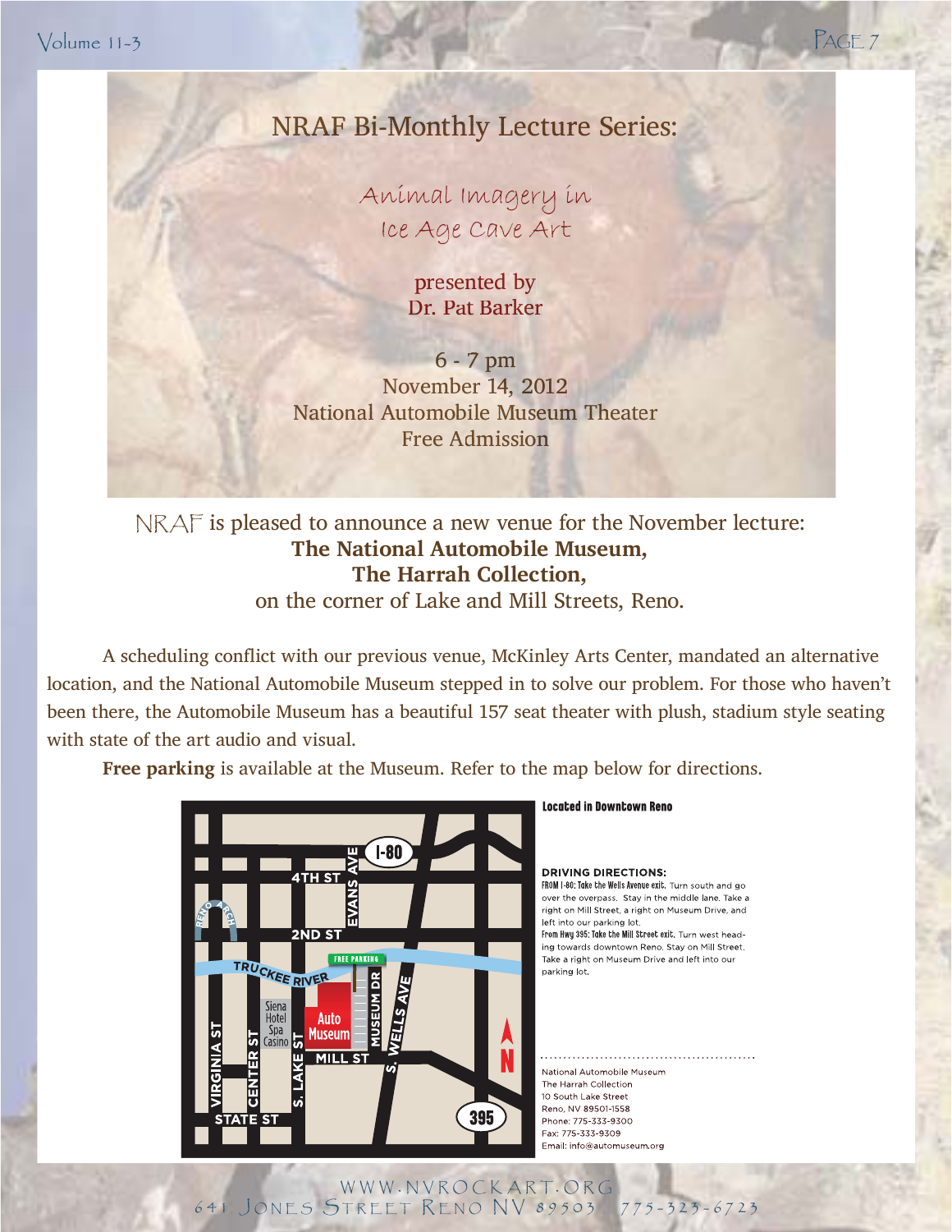# NRAF Bi-Monthly Lecture Series:

## *Animal Imagery in Ice Age Cave Art*

presented by
Dr. Pat Barker

6 - 7 pm
November 14, 2012
National Automobile Museum Theater
Free Admission

NRAF is pleased to announce a new venue for the November lecture:
**The National Automobile Museum,**
**The Harrah Collection,**
on the corner of Lake and Mill Streets, Reno.

A scheduling conflict with our previous venue, McKinley Arts Center, mandated an alternative location, and the National Automobile Museum stepped in to solve our problem. For those who haven't been there, the Automobile Museum has a beautiful 157 seat theater with plush, stadium style seating with state of the art audio and visual.

**Free parking** is available at the Museum. Refer to the map below for directions.

**Located in Downtown Reno**

**DRIVING DIRECTIONS:**

**FROM I-80: Take the Wells Avenue exit.** Turn south and go over the overpass. Stay in the middle lane. Take a right on Mill Street, a right on Museum Drive, and left into our parking lot.

**From Hwy 395: Take the Mill Street exit.** Turn west heading towards downtown Reno. Stay on Mill Street. Take a right on Museum Drive and left into our parking lot.

National Automobile Museum
The Harrah Collection
10 South Lake Street
Reno, NV 89501-1558
Phone: 775-333-9300
Fax: 775-333-9309
Email: info@automuseum.org

WWW.NVROCKART.ORG
641 Jones Street Reno NV 89503 775-323-6723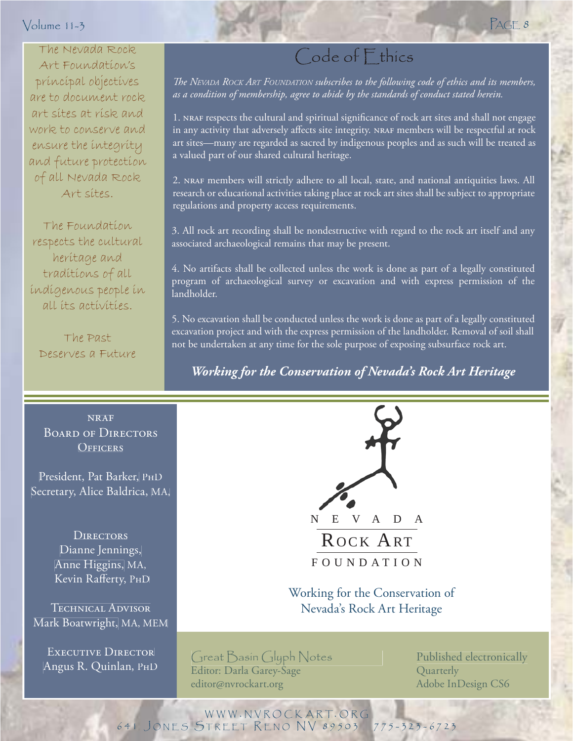The Nevada Rock Art Foundation's principal objectives are to document rock art sites at risk and work to conserve and ensure the integrity and future protection of all Nevada Rock Art sites.

The Foundation respects the cultural heritage and traditions of all indigenous people in all its activities.

The Past Deserves a Future

# Code of Ethics

*The Nevada Rock Art Foundation subscribes to the following code of ethics and its members, as a condition of membership, agree to abide by the standards of conduct stated herein.*

1. NRAF respects the cultural and spiritual significance of rock art sites and shall not engage in any activity that adversely affects site integrity. NRAF members will be respectful at rock art sites—many are regarded as sacred by indigenous peoples and as such will be treated as a valued part of our shared cultural heritage.

2. NRAF members will strictly adhere to all local, state, and national antiquities laws. All research or educational activities taking place at rock art sites shall be subject to appropriate regulations and property access requirements.

3. All rock art recording shall be nondestructive with regard to the rock art itself and any associated archaeological remains that may be present.

4. No artifacts shall be collected unless the work is done as part of a legally constituted program of archaeological survey or excavation and with express permission of the landholder.

5. No excavation shall be conducted unless the work is done as part of a legally constituted excavation project and with the express permission of the landholder. Removal of soil shall not be undertaken at any time for the sole purpose of exposing subsurface rock art.

***Working for the Conservation of Nevada's Rock Art Heritage***

---

NRAF
Board of Directors
Officers

President, Pat Barker, PhD
Secretary, Alice Baldrica, MA

Directors
Dianne Jennings,
Anne Higgins, MA,
Kevin Rafferty, PhD

Technical Advisor
Mark Boatwright, MA, MEM

Executive Director
Angus R. Quinlan, PhD

NEVADA
ROCK ART
FOUNDATION

Working for the Conservation of Nevada's Rock Art Heritage

Great Basin Glyph Notes
Editor: Darla Garey-Sage
editor@nvrockart.org

Published electronically
Quarterly
Adobe InDesign CS6

WWW.NVROCKART.ORG
641 Jones Street Reno NV 89503 775-323-6723